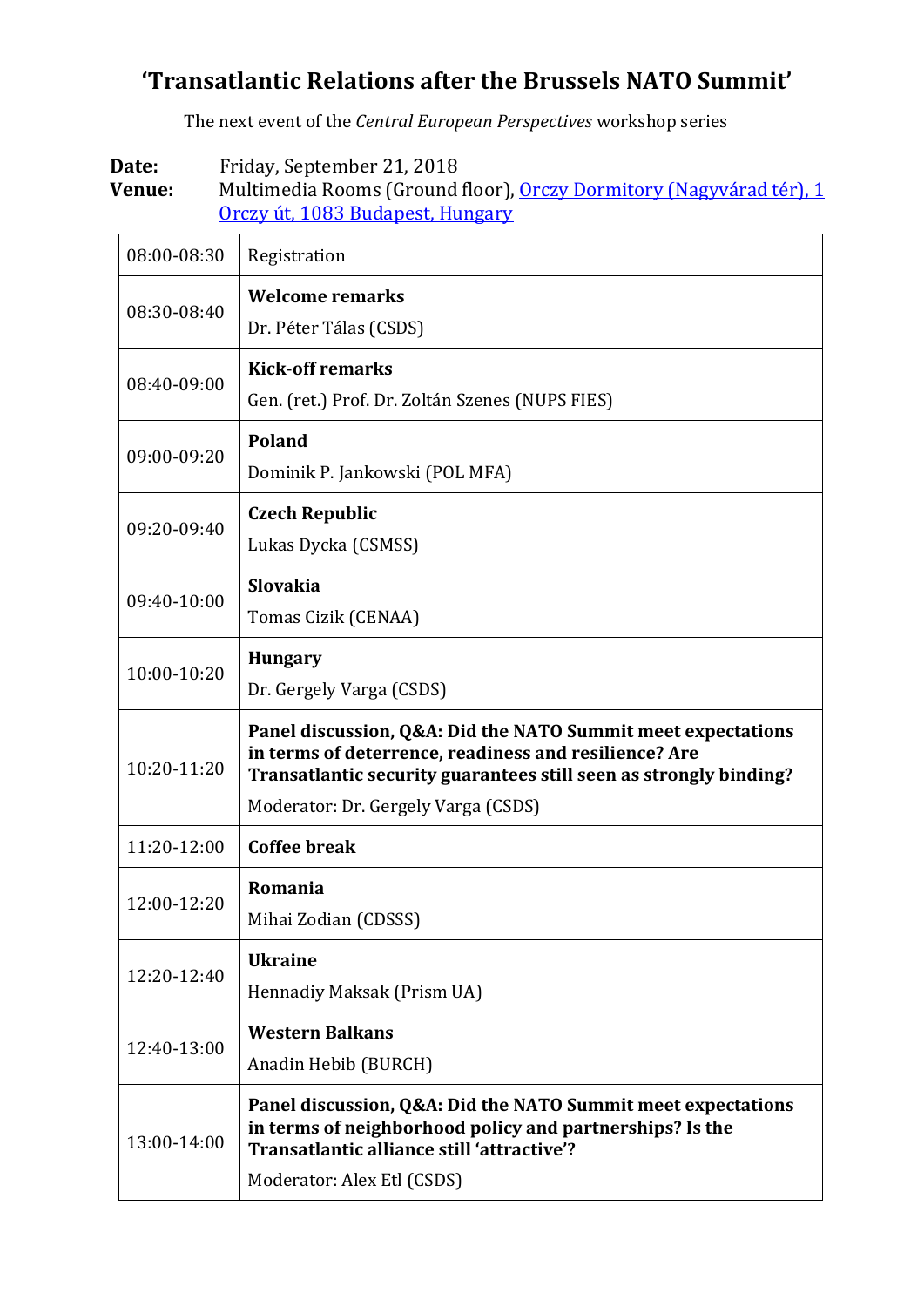# ‘Transatlantic Relations after the Brussels NATO Summit’

The next event of the *Central European Perspectives* workshop series

**Date:** Friday, September 21, 2018
**Venue:** Multimedia Rooms (Ground floor), [Orczy Dormitory (Nagyvárad tér), 1 Orczy út, 1083 Budapest, Hungary]()

| Time | Program |
|---|---|
| 08:00-08:30 | Registration |
| 08:30-08:40 | **Welcome remarks**<br>Dr. Péter Tálas (CSDS) |
| 08:40-09:00 | **Kick-off remarks**<br>Gen. (ret.) Prof. Dr. Zoltán Szenes (NUPS FIES) |
| 09:00-09:20 | **Poland**<br>Dominik P. Jankowski (POL MFA) |
| 09:20-09:40 | **Czech Republic**<br>Lukas Dycka (CSMSS) |
| 09:40-10:00 | **Slovakia**<br>Tomas Cizik (CENAA) |
| 10:00-10:20 | **Hungary**<br>Dr. Gergely Varga (CSDS) |
| 10:20-11:20 | **Panel discussion, Q&A: Did the NATO Summit meet expectations in terms of deterrence, readiness and resilience? Are Transatlantic security guarantees still seen as strongly binding?**<br>Moderator: Dr. Gergely Varga (CSDS) |
| 11:20-12:00 | **Coffee break** |
| 12:00-12:20 | **Romania**<br>Mihai Zodian (CDSSS) |
| 12:20-12:40 | **Ukraine**<br>Hennadiy Maksak (Prism UA) |
| 12:40-13:00 | **Western Balkans**<br>Anadin Hebib (BURCH) |
| 13:00-14:00 | **Panel discussion, Q&A: Did the NATO Summit meet expectations in terms of neighborhood policy and partnerships? Is the Transatlantic alliance still ‘attractive’?**<br>Moderator: Alex Etl (CSDS) |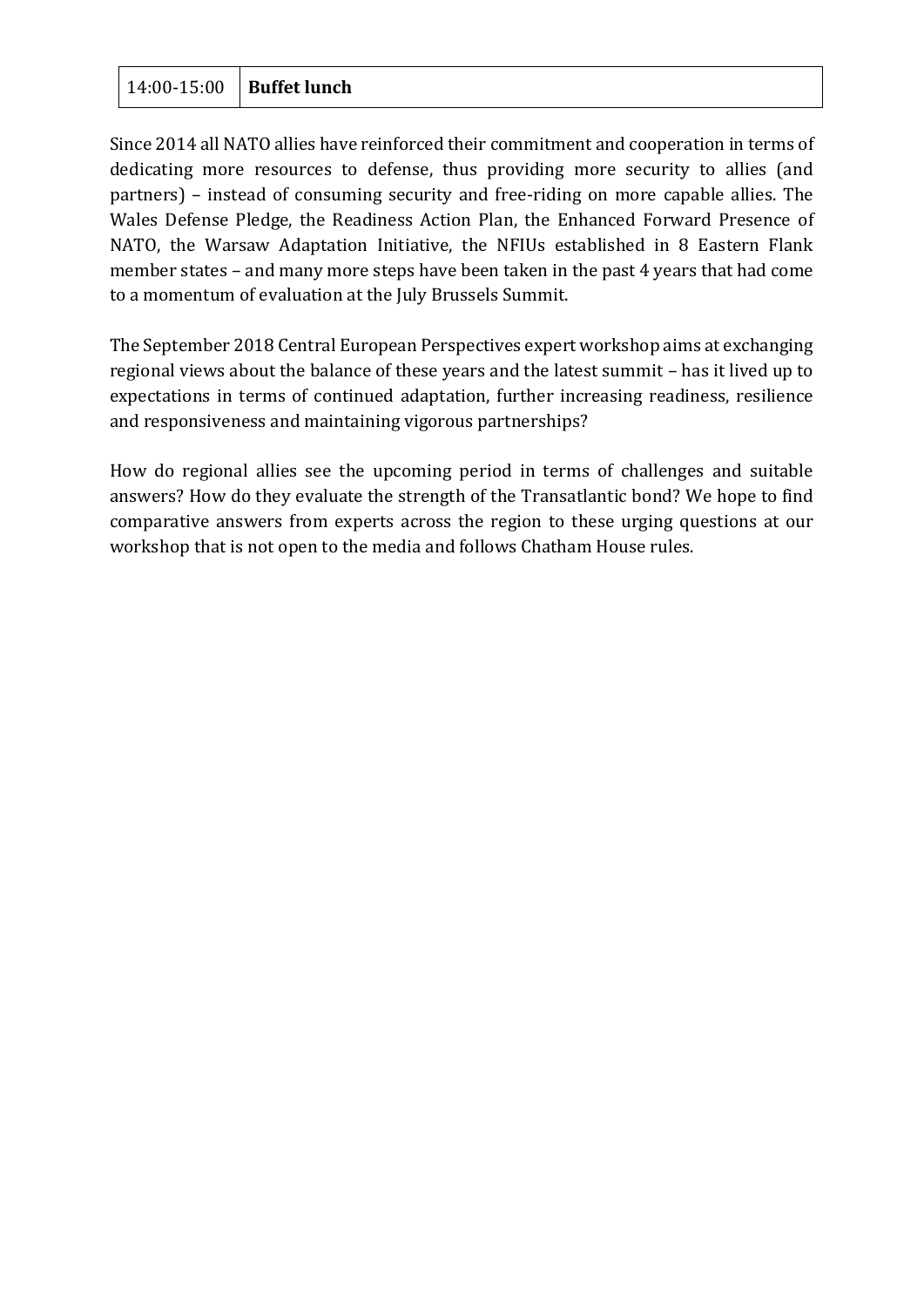| | |
|---|---|
| 14:00-15:00 | **Buffet lunch** |

Since 2014 all NATO allies have reinforced their commitment and cooperation in terms of dedicating more resources to defense, thus providing more security to allies (and partners) – instead of consuming security and free-riding on more capable allies. The Wales Defense Pledge, the Readiness Action Plan, the Enhanced Forward Presence of NATO, the Warsaw Adaptation Initiative, the NFIUs established in 8 Eastern Flank member states – and many more steps have been taken in the past 4 years that had come to a momentum of evaluation at the July Brussels Summit.

The September 2018 Central European Perspectives expert workshop aims at exchanging regional views about the balance of these years and the latest summit – has it lived up to expectations in terms of continued adaptation, further increasing readiness, resilience and responsiveness and maintaining vigorous partnerships?

How do regional allies see the upcoming period in terms of challenges and suitable answers? How do they evaluate the strength of the Transatlantic bond? We hope to find comparative answers from experts across the region to these urging questions at our workshop that is not open to the media and follows Chatham House rules.